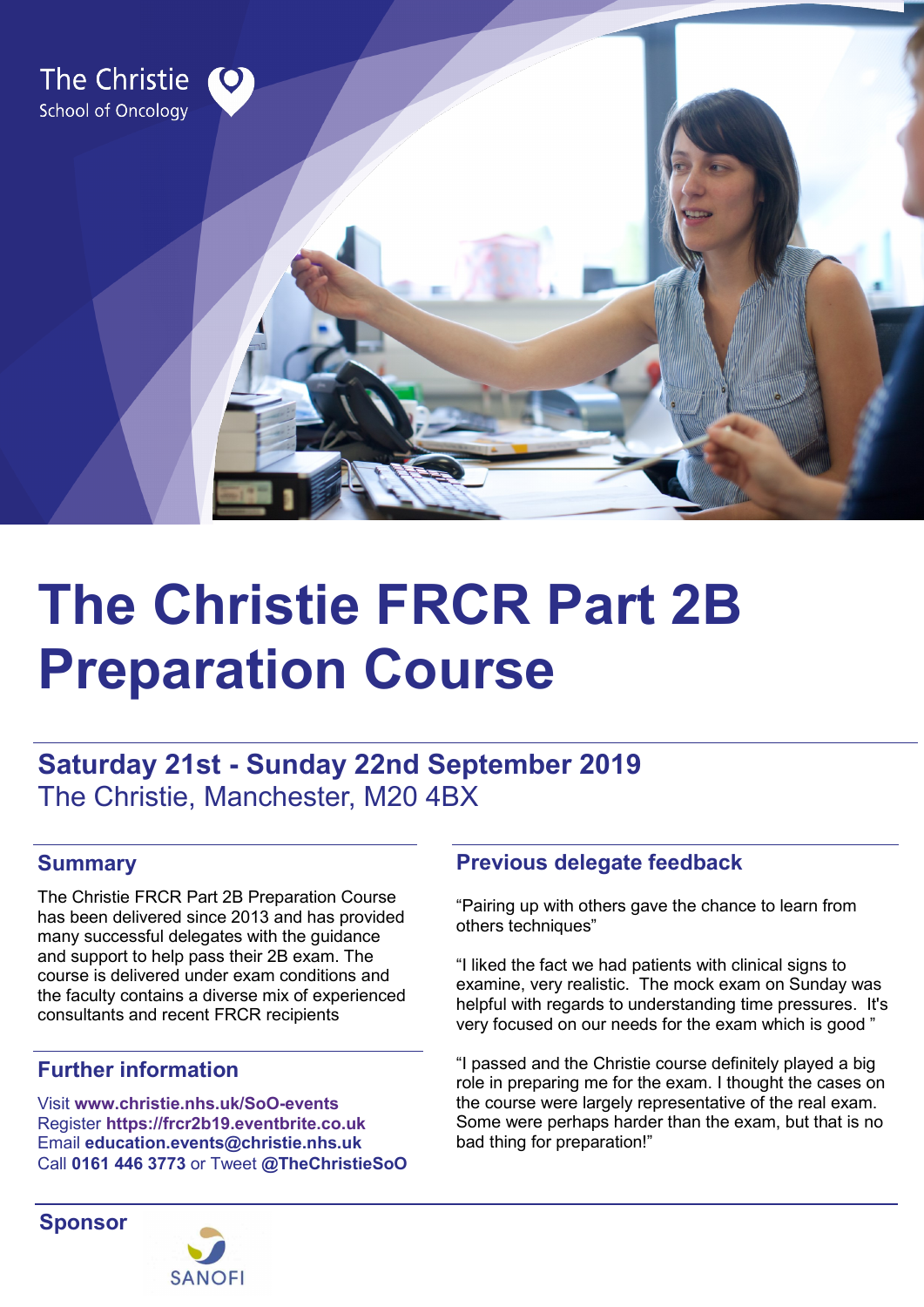The Christie
School of Oncology

# The Christie FRCR Part 2B Preparation Course

**Saturday 21st - Sunday 22nd September 2019**
The Christie, Manchester, M20 4BX

## Summary

The Christie FRCR Part 2B Preparation Course has been delivered since 2013 and has provided many successful delegates with the guidance and support to help pass their 2B exam. The course is delivered under exam conditions and the faculty contains a diverse mix of experienced consultants and recent FRCR recipients

## Further information

Visit **www.christie.nhs.uk/SoO-events**
Register **https://frcr2b19.eventbrite.co.uk**
Email **education.events@christie.nhs.uk**
Call **0161 446 3773** or Tweet **@TheChristieSoO**

## Previous delegate feedback

“Pairing up with others gave the chance to learn from others techniques”

“I liked the fact we had patients with clinical signs to examine, very realistic. The mock exam on Sunday was helpful with regards to understanding time pressures. It's very focused on our needs for the exam which is good ”

“I passed and the Christie course definitely played a big role in preparing me for the exam. I thought the cases on the course were largely representative of the real exam. Some were perhaps harder than the exam, but that is no bad thing for preparation!”

## Sponsor

SANOFI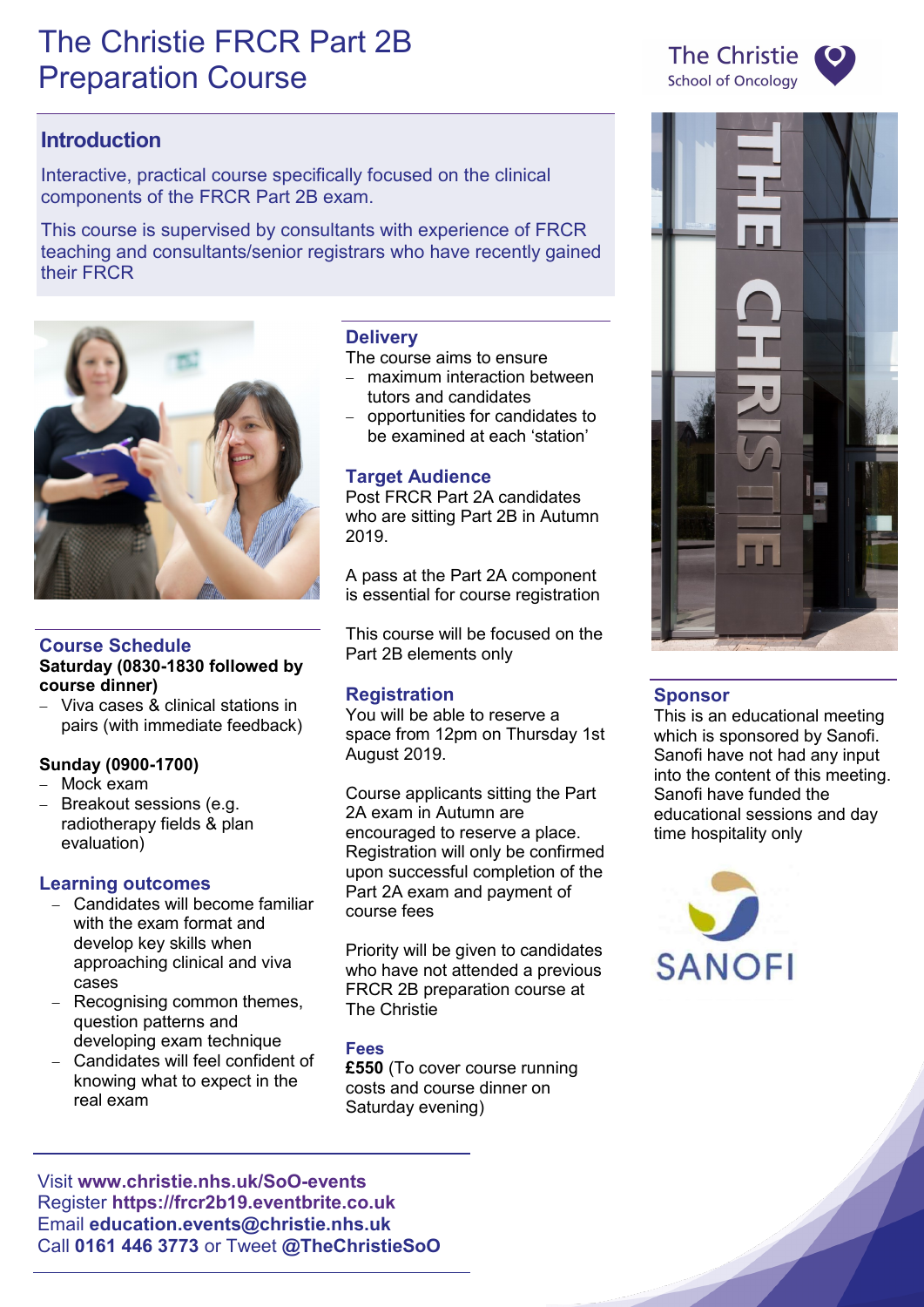# The Christie FRCR Part 2B Preparation Course

The Christie School of Oncology

## Introduction

Interactive, practical course specifically focused on the clinical components of the FRCR Part 2B exam.

This course is supervised by consultants with experience of FRCR teaching and consultants/senior registrars who have recently gained their FRCR

## Course Schedule

**Saturday (0830-1830 followed by course dinner)**

- Viva cases & clinical stations in pairs (with immediate feedback)

**Sunday (0900-1700)**

- Mock exam
- Breakout sessions (e.g. radiotherapy fields & plan evaluation)

## Learning outcomes

- Candidates will become familiar with the exam format and develop key skills when approaching clinical and viva cases
- Recognising common themes, question patterns and developing exam technique
- Candidates will feel confident of knowing what to expect in the real exam

## Delivery

The course aims to ensure

- maximum interaction between tutors and candidates
- opportunities for candidates to be examined at each 'station'

## Target Audience

Post FRCR Part 2A candidates who are sitting Part 2B in Autumn 2019.

A pass at the Part 2A component is essential for course registration

This course will be focused on the Part 2B elements only

## Registration

You will be able to reserve a space from 12pm on Thursday 1st August 2019.

Course applicants sitting the Part 2A exam in Autumn are encouraged to reserve a place. Registration will only be confirmed upon successful completion of the Part 2A exam and payment of course fees

Priority will be given to candidates who have not attended a previous FRCR 2B preparation course at The Christie

## Fees

**£550** (To cover course running costs and course dinner on Saturday evening)

## Sponsor

This is an educational meeting which is sponsored by Sanofi. Sanofi have not had any input into the content of this meeting. Sanofi have funded the educational sessions and day time hospitality only

SANOFI

Visit **www.christie.nhs.uk/SoO-events**
Register **https://frcr2b19.eventbrite.co.uk**
Email **education.events@christie.nhs.uk**
Call **0161 446 3773** or Tweet **@TheChristieSoO**